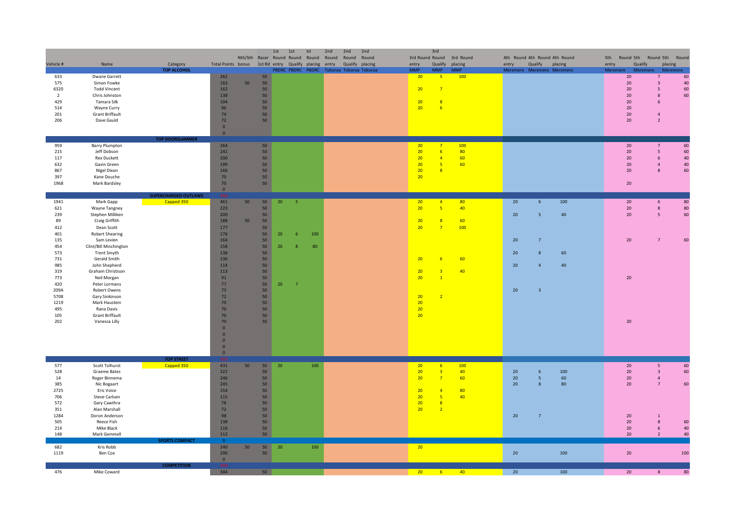| Vehicle # | Name | Category | Total Points | Nth/Sth bonus | Racer 1st Rd | 1st Round entry | 1st Round Qualify | Ist Round placing | 2nd Round entry | 2nd Round Qualify | 2nd Round placing | 3rd Round entry | 3rd Round Qualify | 3rd Round placing | 4th Round entry | 4th Round Qualify | 4th Round placing | 5th Round entry | 5th Round Qualify | 5th Round placing |
|---|---|---|---|---|---|---|---|---|---|---|---|---|---|---|---|---|---|---|---|---|
| | | | | | | PBDRC | PBDRC | PBDRC | Tokoroa | Tokoroa | Tokoroa | MMP | MMP | MMP | Meremere | Meremere | Meremere | Meremere | Meremere | Meremere |
| | | **TOP ALCOHOL** | | | | | | | | | | | | | | | | | | |
| 633 | Dwane Garrett | | 262 | | 50 | | | | | | | 20 | 5 | 100 | | | | 20 | 7 | 60 |
| 575 | Simon Fowke | | 163 | 50 | 50 | | | | | | | | | | | | | 20 | 3 | 40 |
| 6320 | Todd Vincent | | 162 | | 50 | | | | | | | 20 | 7 | | | | | 20 | 5 | 60 |
| 2 | Chris Johnston | | 138 | | 50 | | | | | | | | | | | | | 20 | 8 | 60 |
| 429 | Tamara Silk | | 104 | | 50 | | | | | | | 20 | 8 | | | | | 20 | 6 | |
| 514 | Wayne Curry | | 96 | | 50 | | | | | | | 20 | 6 | | | | | 20 | | |
| 201 | Grant Briffault | | 74 | | 50 | | | | | | | | | | | | | 20 | 4 | |
| 206 | Dave Gauld | | 72 | | 50 | | | | | | | | | | | | | 20 | 2 | |
| | | | 0 | | | | | | | | | | | | | | | | | |
| | | | 0 | | | | | | | | | | | | | | | | | |
| | | **TOP DOORSLAMMER** | | | | | | | | | | | | | | | | | | |
| 959 | Barry Plumpton | | 264 | | 50 | | | | | | | 20 | 7 | 100 | | | | 20 | 7 | 60 |
| 215 | Jeff Dobson | | 241 | | 50 | | | | | | | 20 | 6 | 80 | | | | 20 | 5 | 60 |
| 117 | Rex Duckett | | 200 | | 50 | | | | | | | 20 | 4 | 60 | | | | 20 | 6 | 40 |
| 632 | Gavin Green | | 199 | | 50 | | | | | | | 20 | 5 | 60 | | | | 20 | 4 | 40 |
| 867 | Nigel Dixon | | 166 | | 50 | | | | | | | 20 | 8 | | | | | 20 | 8 | 60 |
| 397 | Kane Douche | | 70 | | 50 | | | | | | | 20 | | | | | | | | |
| 1968 | Mark Bardsley | | 70 | | 50 | | | | | | | | | | | | | 20 | | |
| | | | 0 | | | | | | | | | | | | | | | | | |
| | | **SUPERCHARGED OUTLAWS** | | | | | | | | | | | | | | | | | | |
| 1941 | Mark Gapp | Capped 350 | 461 | 50 | 50 | 20 | 5 | | | | | 20 | 4 | 80 | 20 | 6 | 100 | 20 | 6 | 80 |
| 621 | Wayne Tangney | | 223 | | 50 | | | | | | | 20 | 5 | 40 | | | | 20 | 8 | 80 |
| 239 | Stephen Milliken | | 200 | | 50 | | | | | | | | | | 20 | 5 | 40 | 20 | 5 | 60 |
| 89 | Craig Griffith | | 188 | 50 | 50 | | | | | | | 20 | 8 | 60 | | | | | | |
| 412 | Dean Scott | | 177 | | 50 | | | | | | | 20 | 7 | 100 | | | | | | |
| 401 | Robert Shearing | | 176 | | 50 | 20 | 6 | 100 | | | | | | | | | | | | |
| 135 | Sam Levien | | 164 | | 50 | | | | | | | | | | 20 | 7 | | 20 | 7 | 60 |
| 454 | Clint/Bill Minchington | | 158 | | 50 | 20 | 8 | 80 | | | | | | | | | | | | |
| 573 | Trent Smyth | | 138 | | 50 | | | | | | | | | | 20 | 8 | 60 | | | |
| 731 | Gerald Smith | | 136 | | 50 | | | | | | | 20 | 6 | 60 | | | | | | |
| 985 | John Shepherd | | 114 | | 50 | | | | | | | | | | 20 | 4 | 40 | | | |
| 319 | Graham Christison | | 113 | | 50 | | | | | | | 20 | 3 | 40 | | | | | | |
| 773 | Neil Morgan | | 91 | | 50 | | | | | | | 20 | 1 | | | | | 20 | | |
| 420 | Peter Lormans | | 77 | | 50 | 20 | 7 | | | | | | | | | | | | | |
| 209A | Robert Owens | | 73 | | 50 | | | | | | | | | | 20 | 3 | | | | |
| 5708 | Gary Sinkinson | | 72 | | 50 | | | | | | | 20 | 2 | | | | | | | |
| 1219 | Mark Haustein | | 70 | | 50 | | | | | | | 20 | | | | | | | | |
| 495 | Rana Davis | | 70 | | 50 | | | | | | | 20 | | | | | | | | |
| 105 | Grant Briffault | | 70 | | 50 | | | | | | | 20 | | | | | | | | |
| 202 | Vanessa Lilly | | 70 | | 50 | | | | | | | | | | | | | 20 | | |
| | | | 0 | | | | | | | | | | | | | | | | | |
| | | | 0 | | | | | | | | | | | | | | | | | |
| | | | 0 | | | | | | | | | | | | | | | | | |
| | | | 0 | | | | | | | | | | | | | | | | | |
| | | | 0 | | | | | | | | | | | | | | | | | |
| | | **TOP STREET** | | | | | | | | | | | | | | | | | | |
| 577 | Scott Tolhurst | Capped 350 | 431 | 50 | 50 | 20 | | 100 | | | | 20 | 6 | 100 | | | | 20 | 5 | 60 |
| 528 | Graeme Bates | | 322 | | 50 | | | | | | | 20 | 3 | 40 | 20 | 6 | 100 | 20 | 3 | 60 |
| 14 | Roger Binnema | | 246 | | 50 | | | | | | | 20 | 7 | 60 | 20 | 5 | 60 | 20 | 4 | |
| 385 | Nic Bogaart | | 245 | | 50 | | | | | | | | | | 20 | 8 | 80 | 20 | 7 | 60 |
| 2725 | Eric Voice | | 154 | | 50 | | | | | | | 20 | 4 | 80 | | | | | | |
| 706 | Steve Carlsen | | 115 | | 50 | | | | | | | 20 | 5 | 40 | | | | | | |
| 572 | Gary Cawthra | | 78 | | 50 | | | | | | | 20 | 8 | | | | | | | |
| 351 | Alan Marshall | | 72 | | 50 | | | | | | | 20 | 2 | | | | | | | |
| 1284 | Doron Anderson | | 98 | | 50 | | | | | | | | | | 20 | 7 | | 20 | 1 | |
| 505 | Reece Fish | | 138 | | 50 | | | | | | | | | | | | | 20 | 8 | 60 |
| 214 | Mike Black | | 116 | | 50 | | | | | | | | | | | | | 20 | 6 | 40 |
| 148 | Mark Gemmell | | 112 | | 50 | | | | | | | | | | | | | 20 | 2 | 40 |
| | | **SPORTS COMPACT** | 0 | | | | | | | | | | | | | | | | | |
| 682 | Kris Robb | | 240 | 50 | 50 | 20 | | 100 | | | | 20 | | | | | | | | |
| 1119 | Ben Cox | | 290 | | 50 | | | | | | | | | | 20 | | 100 | 20 | | 100 |
| | | | 0 | | | | | | | | | | | | | | | | | |
| | | **COMPETITION** | | | | | | | | | | | | | | | | | | |
| 476 | Mike Coward | | 344 | | 50 | | | | | | | 20 | 6 | 40 | 20 | | 100 | 20 | 8 | 80 |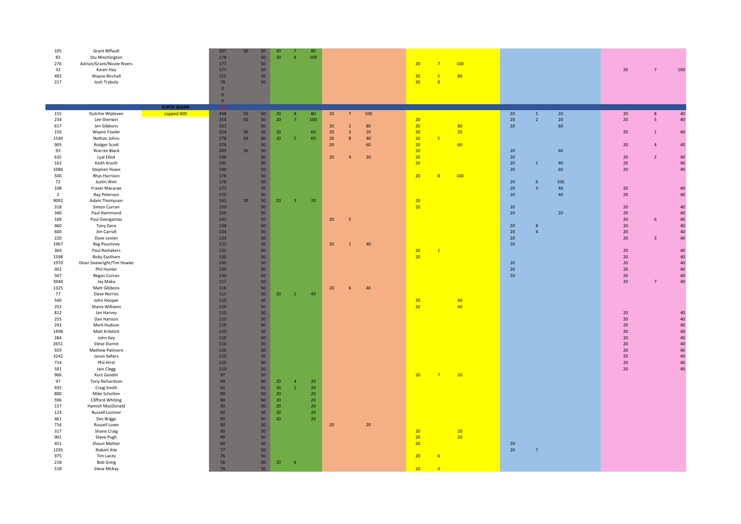| | | | | | | | | | | | | | | | | | | | | | |
|---|---|---|---|---|---|---|---|---|---|---|---|---|---|---|---|---|---|---|---|---|---|
| 105 | Grant Biffault | | | 207 | 50 | 50 | 20 | 7 | 80 | | | | | | | | | | | | |
| 83 | Stu Minchington | | | 178 | | 50 | 20 | 8 | 100 | | | | | | | | | | | | |
| 276 | Adrian/Grant/Nicole Rivers | | | 177 | | 50 | | | | | | | 20 | 7 | 100 | | | | | | |
| 32 | Karen Hay | | | 177 | | 50 | | | | | | | | | | | | | 20 | 7 | 100 |
| 493 | Wayne Birchall | | | 155 | | 50 | | | | | | | 20 | 5 | 80 | | | | | | |
| 217 | Josh Trybula | | | 78 | | 50 | | | | | | | 20 | 8 | | | | | | | |
| | | | | 0 | | | | | | | | | | | | | | | | | |
| | | | | 0 | | | | | | | | | | | | | | | | | |
| | | | | 0 | | | | | | | | | | | | | | | | | |
| | | SUPER SEDAN | | | | | | | | | | | | | | | | | | | |
| 155 | Dutchie Wijdeven | | capped 400 | 448 | 50 | 50 | 20 | 8 | 80 | 20 | 7 | 100 | | | | 20 | 5 | 20 | 20 | 8 | 40 |
| 234 | Lee Sherwin | | | 354 | 50 | 50 | 20 | 7 | 100 | | | | 20 | | | 20 | 2 | 20 | 20 | 5 | 40 |
| 617 | Jen Gibbons | | | 332 | | 50 | | | | 20 | 2 | 80 | 20 | | 80 | 20 | | 60 | | | |
| 156 | Wayne Fowler | | | 324 | 50 | 50 | 20 | | 60 | 20 | 3 | 20 | 20 | | 20 | | | | 20 | 1 | 40 |
| 1540 | Nathan Johns | | | 278 | 50 | 50 | 20 | 5 | 60 | 20 | 8 | 40 | 20 | 5 | | | | | | | |
| 905 | Rodger Scott | | | 274 | | 50 | | | | 20 | | 60 | 20 | | 60 | | | | 20 | 4 | 40 |
| 93 | Warren Black | | | 200 | 50 | 50 | | | | | | | 20 | | | 20 | | 60 | | | |
| 635 | Lyal Elliot | | | 196 | | 50 | | | | 20 | 4 | 20 | 20 | | | 20 | | | 20 | 2 | 40 |
| 162 | Keith Knuth | | | 191 | | 50 | | | | | | | 20 | | | 20 | 1 | 40 | 20 | | 40 |
| 1086 | Stephen Howe | | | 190 | | 50 | | | | | | | | | | 20 | | 60 | 20 | | 40 |
| 500 | Rhys Harrison | | | 178 | | 50 | | | | | | | 20 | 8 | 100 | | | | | | |
| 72 | Justin Weir | | | 176 | | 50 | | | | | | | | | | 20 | 6 | 100 | | | |
| 108 | Fraser Macarae | | | 173 | | 50 | | | | | | | | | | 20 | 3 | 40 | 20 | | 40 |
| 2 | Ray Peterson | | | 170 | | 50 | | | | | | | | | | 20 | | 40 | 20 | | 40 |
| 9092 | Adam Thompson | | | 163 | 50 | 50 | 20 | 3 | 20 | | | | 20 | | | | | | | | |
| 318 | Simon Curran | | | 150 | | 50 | | | | | | | 20 | | | 20 | | | 20 | | 40 |
| 340 | Paul Hammond | | | 150 | | 50 | | | | | | | | | | 20 | | 20 | 20 | | 40 |
| 168 | Paul Georgantas | | | 141 | | 50 | | | | 20 | 5 | | | | | | | | 20 | 6 | 40 |
| 460 | Tony Gera | | | 138 | | 50 | | | | | | | | | | 20 | 8 | | 20 | | 40 |
| 600 | Jim Carroll | | | 134 | | 50 | | | | | | | | | | 20 | 4 | | 20 | | 40 |
| 220 | Dave Levien | | | 133 | | 50 | | | | | | | | | | 20 | | | 20 | 3 | 40 |
| 1967 | Reg Pountney | | | 131 | | 50 | | | | 20 | 1 | 40 | | | | 20 | | | | | |
| 364 | Paul Ramakers | | | 131 | | 50 | | | | | | | 20 | 1 | | | | | 20 | | 40 |
| 1598 | Ricky Eastham | | | 130 | | 50 | | | | | | | 20 | | | | | | 20 | | 40 |
| 1970 | Dean Sivewright/Tim Hawke | | | 130 | | 50 | | | | | | | | | | 20 | | | 20 | | 40 |
| 302 | Phil Hunter | | | 130 | | 50 | | | | | | | | | | 20 | | | 20 | | 40 |
| 567 | Regan Curran | | | 130 | | 50 | | | | | | | | | | 20 | | | 20 | | 40 |
| 3940 | Jay Maka | | | 117 | | 50 | | | | | | | | | | | | | 20 | 7 | 40 |
| 1325 | Matt Gibbons | | | 116 | | 50 | | | | 20 | 6 | 40 | | | | | | | | | |
| 77 | Dave Norriss | | | 111 | | 50 | 20 | 1 | 40 | | | | | | | | | | | | |
| 540 | John Hooper | | | 110 | | 50 | | | | | | | 20 | | 40 | | | | | | |
| 252 | Shane Williams | | | 110 | | 50 | | | | | | | 20 | | 40 | | | | | | |
| 812 | Ian Harvey | | | 110 | | 50 | | | | | | | | | | | | | 20 | | 40 |
| 255 | Dan Harison | | | 110 | | 50 | | | | | | | | | | | | | 20 | | 40 |
| 243 | Mark Hudson | | | 110 | | 50 | | | | | | | | | | | | | 20 | | 40 |
| 1498 | Matt Kriletich | | | 110 | | 50 | | | | | | | | | | | | | 20 | | 40 |
| 284 | John Key | | | 110 | | 50 | | | | | | | | | | | | | 20 | | 40 |
| 2651 | Steve Dunne | | | 110 | | 50 | | | | | | | | | | | | | 20 | | 40 |
| 929 | Mathew Patmore | | | 110 | | 50 | | | | | | | | | | | | | 20 | | 40 |
| 3242 | Jason Sellars | | | 110 | | 50 | | | | | | | | | | | | | 20 | | 40 |
| 714 | Phil Hirst | | | 110 | | 50 | | | | | | | | | | | | | 20 | | 40 |
| 591 | Iain Clegg | | | 110 | | 50 | | | | | | | | | | | | | 20 | | 40 |
| 966 | Kurt Goodin | | | 97 | | 50 | | | | | | | 20 | 7 | 20 | | | | | | |
| 97 | Tony Richardson | | | 94 | | 50 | 20 | 4 | 20 | | | | | | | | | | | | |
| 935 | Craig Smith | | | 92 | | 50 | 20 | 2 | 20 | | | | | | | | | | | | |
| 800 | Mike Scholten | | | 90 | | 50 | 20 | | 20 | | | | | | | | | | | | |
| 596 | Clifford Whiting | | | 90 | | 50 | 20 | | 20 | | | | | | | | | | | | |
| 157 | Hamish MacDonald | | | 90 | | 50 | 20 | | 20 | | | | | | | | | | | | |
| 123 | Russell Lorimer | | | 90 | | 50 | 20 | | 20 | | | | | | | | | | | | |
| 461 | Des Briggs | | | 90 | | 50 | 20 | | 20 | | | | | | | | | | | | |
| 716 | Russell Lowe | | | 90 | | 50 | | | | 20 | | 20 | | | | | | | | | |
| 317 | Shane Craig | | | 90 | | 50 | | | | | | | 20 | | 20 | | | | | | |
| 901 | Steve Pugh | | | 90 | | 50 | | | | | | | 20 | | 20 | | | | | | |
| 451 | Shaun Mather | | | 90 | | 50 | | | | | | | 20 | | | 20 | | | | | |
| 1295 | Robert Ihle | | | 77 | | 50 | | | | | | | | | | 20 | 7 | | | | |
| 975 | Tim Lacey | | | 76 | | 50 | | | | | | | 20 | 6 | | | | | | | |
| 218 | Bob Greig | | | 76 | | 50 | 20 | 6 | | | | | | | | | | | | | |
| 518 | Steve McKay | | | 74 | | 50 | | | | | | | 20 | 4 | | | | | | | |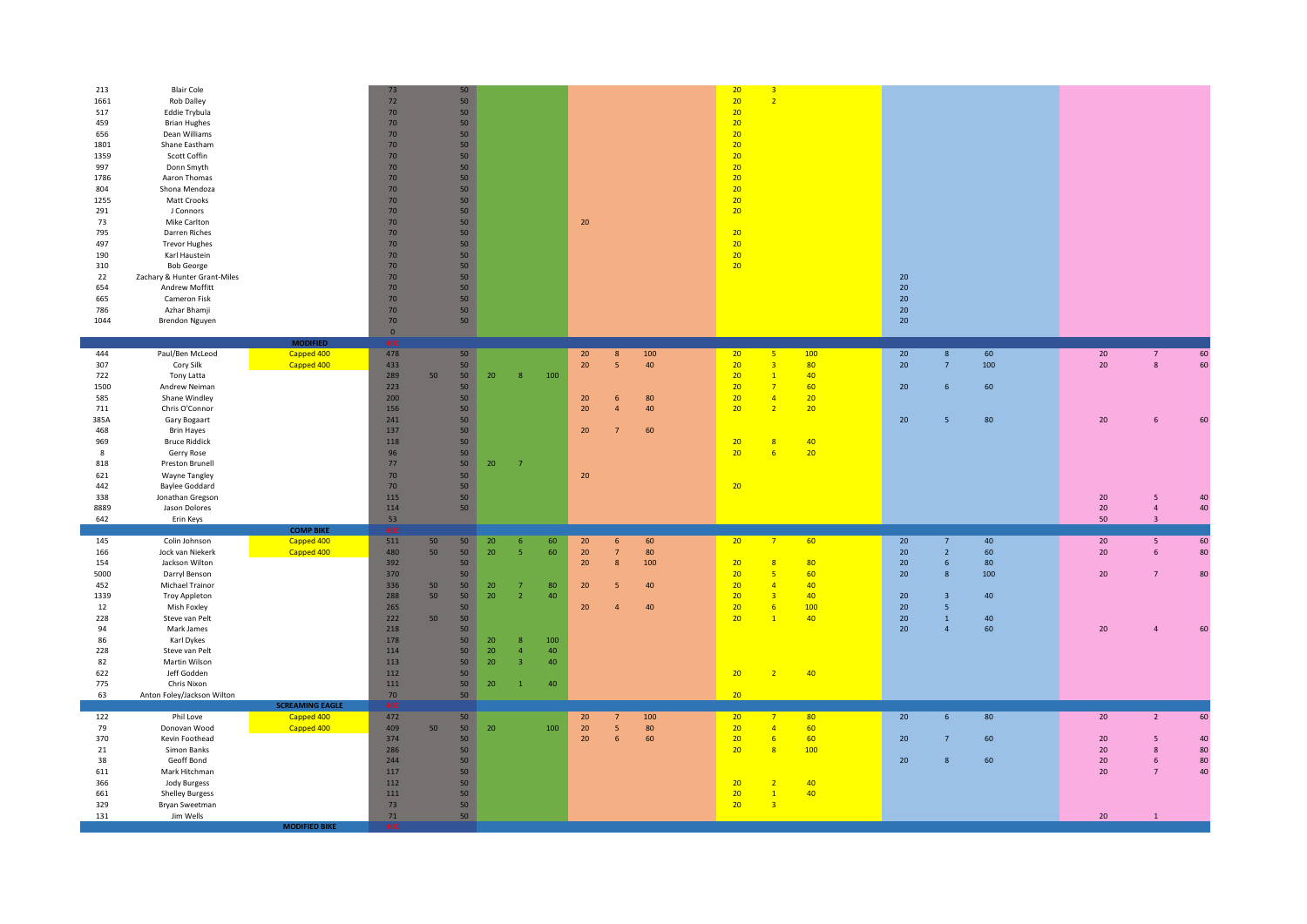| | | | | | | | | | | | | | | | | | | | | |
|---|---|---|---|---|---|---|---|---|---|---|---|---|---|---|---|---|---|---|---|---|
| 213 | Blair Cole | | 73 | | 50 | | | | | | | 20 | 3 | | | | | | | |
| 1661 | Rob Dalley | | 72 | | 50 | | | | | | | 20 | 2 | | | | | | | |
| 517 | Eddie Trybula | | 70 | | 50 | | | | | | | 20 | | | | | | | | |
| 459 | Brian Hughes | | 70 | | 50 | | | | | | | 20 | | | | | | | | |
| 656 | Dean Williams | | 70 | | 50 | | | | | | | 20 | | | | | | | | |
| 1801 | Shane Eastham | | 70 | | 50 | | | | | | | 20 | | | | | | | | |
| 1359 | Scott Coffin | | 70 | | 50 | | | | | | | 20 | | | | | | | | |
| 997 | Donn Smyth | | 70 | | 50 | | | | | | | 20 | | | | | | | | |
| 1786 | Aaron Thomas | | 70 | | 50 | | | | | | | 20 | | | | | | | | |
| 804 | Shona Mendoza | | 70 | | 50 | | | | | | | 20 | | | | | | | | |
| 1255 | Matt Crooks | | 70 | | 50 | | | | | | | 20 | | | | | | | | |
| 291 | J Connors | | 70 | | 50 | | | | | | | 20 | | | | | | | | |
| 73 | Mike Carlton | | 70 | | 50 | | | | 20 | | | | | | | | | | | |
| 795 | Darren Riches | | 70 | | 50 | | | | | | | 20 | | | | | | | | |
| 497 | Trevor Hughes | | 70 | | 50 | | | | | | | 20 | | | | | | | | |
| 190 | Karl Haustein | | 70 | | 50 | | | | | | | 20 | | | | | | | | |
| 310 | Bob George | | 70 | | 50 | | | | | | | 20 | | | | | | | | |
| 22 | Zachary & Hunter Grant-Miles | | 70 | | 50 | | | | | | | | | | 20 | | | | | |
| 654 | Andrew Moffitt | | 70 | | 50 | | | | | | | | | | 20 | | | | | |
| 665 | Cameron Fisk | | 70 | | 50 | | | | | | | | | | 20 | | | | | |
| 786 | Azhar Bhamji | | 70 | | 50 | | | | | | | | | | 20 | | | | | |
| 1044 | Brendon Nguyen | | 70 | | 50 | | | | | | | | | | 20 | | | | | |
| | | | 0 | | | | | | | | | | | | | | | | | |
| | | MODIFIED | AY | | | | | | | | | | | | | | | | | |
| 444 | Paul/Ben McLeod | Capped 400 | 478 | | 50 | | | | 20 | 8 | 100 | 20 | 5 | 100 | 20 | 8 | 60 | 20 | 7 | 60 |
| 307 | Cory Silk | Capped 400 | 433 | | 50 | | | | 20 | 5 | 40 | 20 | 3 | 80 | 20 | 7 | 100 | 20 | 8 | 60 |
| 722 | Tony Latta | | 289 | 50 | 50 | 20 | 8 | 100 | | | | 20 | 1 | 40 | | | | | | |
| 1500 | Andrew Neiman | | 223 | | 50 | | | | | | | 20 | 7 | 60 | 20 | 6 | 60 | | | |
| 585 | Shane Windley | | 200 | | 50 | | | | 20 | 6 | 80 | 20 | 4 | 20 | | | | | | |
| 711 | Chris O'Connor | | 156 | | 50 | | | | 20 | 4 | 40 | 20 | 2 | 20 | | | | | | |
| 385A | Gary Bogaart | | 241 | | 50 | | | | | | | | | | 20 | 5 | 80 | 20 | 6 | 60 |
| 468 | Brin Hayes | | 137 | | 50 | | | | 20 | 7 | 60 | | | | | | | | | |
| 969 | Bruce Riddick | | 118 | | 50 | | | | | | | 20 | 8 | 40 | | | | | | |
| 8 | Gerry Rose | | 96 | | 50 | | | | | | | 20 | 6 | 20 | | | | | | |
| 818 | Preston Brunell | | 77 | | 50 | 20 | 7 | | | | | | | | | | | | | |
| 621 | Wayne Tangley | | 70 | | 50 | | | | 20 | | | | | | | | | | | |
| 442 | Baylee Goddard | | 70 | | 50 | | | | | | | 20 | | | | | | | | |
| 338 | Jonathan Gregson | | 115 | | 50 | | | | | | | | | | | | | 20 | 5 | 40 |
| 8889 | Jason Dolores | | 114 | | 50 | | | | | | | | | | | | | 20 | 4 | 40 |
| 642 | Erin Keys | | 53 | | | | | | | | | | | | | | | 50 | 3 | |
| | | COMP BIKE | AY | | | | | | | | | | | | | | | | | |
| 145 | Colin Johnson | Capped 400 | 511 | 50 | 50 | 20 | 6 | 60 | 20 | 6 | 60 | 20 | 7 | 60 | 20 | 7 | 40 | 20 | 5 | 60 |
| 166 | Jock van Niekerk | Capped 400 | 480 | 50 | 50 | 20 | 5 | 60 | 20 | 7 | 80 | | | | 20 | 2 | 60 | 20 | 6 | 80 |
| 154 | Jackson Wilton | | 392 | | 50 | | | | 20 | 8 | 100 | 20 | 8 | 80 | 20 | 6 | 80 | | | |
| 5000 | Darryl Benson | | 370 | | 50 | | | | | | | 20 | 5 | 60 | 20 | 8 | 100 | 20 | 7 | 80 |
| 452 | Michael Trainor | | 336 | 50 | 50 | 20 | 7 | 80 | 20 | 5 | 40 | 20 | 4 | 40 | | | | | | |
| 1339 | Troy Appleton | | 288 | 50 | 50 | 20 | 2 | 40 | | | | 20 | 3 | 40 | 20 | 3 | 40 | | | |
| 12 | Mish Foxley | | 265 | | 50 | | | | 20 | 4 | 40 | 20 | 6 | 100 | 20 | 5 | | | | |
| 228 | Steve van Pelt | | 222 | 50 | 50 | | | | | | | 20 | 1 | 40 | 20 | 1 | 40 | | | |
| 94 | Mark James | | 218 | | 50 | | | | | | | | | | 20 | 4 | 60 | 20 | 4 | 60 |
| 86 | Karl Dykes | | 178 | | 50 | 20 | 8 | 100 | | | | | | | | | | | | |
| 228 | Steve van Pelt | | 114 | | 50 | 20 | 4 | 40 | | | | | | | | | | | | |
| 82 | Martin Wilson | | 113 | | 50 | 20 | 3 | 40 | | | | | | | | | | | | |
| 622 | Jeff Godden | | 112 | | 50 | | | | | | | 20 | 2 | 40 | | | | | | |
| 775 | Chris Nixon | | 111 | | 50 | 20 | 1 | 40 | | | | | | | | | | | | |
| 63 | Anton Foley/Jackson Wilton | | 70 | | 50 | | | | | | | 20 | | | | | | | | |
| | | SCREAMING EAGLE | AY | | | | | | | | | | | | | | | | | |
| 122 | Phil Love | Capped 400 | 472 | | 50 | | | | 20 | 7 | 100 | 20 | 7 | 80 | 20 | 6 | 80 | 20 | 2 | 60 |
| 79 | Donovan Wood | Capped 400 | 409 | 50 | 50 | 20 | | 100 | 20 | 5 | 80 | 20 | 4 | 60 | | | | | | |
| 370 | Kevin Foothead | | 374 | | 50 | | | | 20 | 6 | 60 | 20 | 6 | 60 | 20 | 7 | 60 | 20 | 5 | 40 |
| 21 | Simon Banks | | 286 | | 50 | | | | | | | 20 | 8 | 100 | | | | 20 | 8 | 80 |
| 38 | Geoff Bond | | 244 | | 50 | | | | | | | | | | 20 | 8 | 60 | 20 | 6 | 80 |
| 611 | Mark Hitchman | | 117 | | 50 | | | | | | | | | | | | | 20 | 7 | 40 |
| 366 | Jody Burgess | | 112 | | 50 | | | | | | | 20 | 2 | 40 | | | | | | |
| 661 | Shelley Burgess | | 111 | | 50 | | | | | | | 20 | 1 | 40 | | | | | | |
| 329 | Bryan Sweetman | | 73 | | 50 | | | | | | | 20 | 3 | | | | | | | |
| 131 | Jim Wells | | 71 | | 50 | | | | | | | | | | | | | 20 | 1 | |
| | | MODIFIED BIKE | AY | | | | | | | | | | | | | | | | | |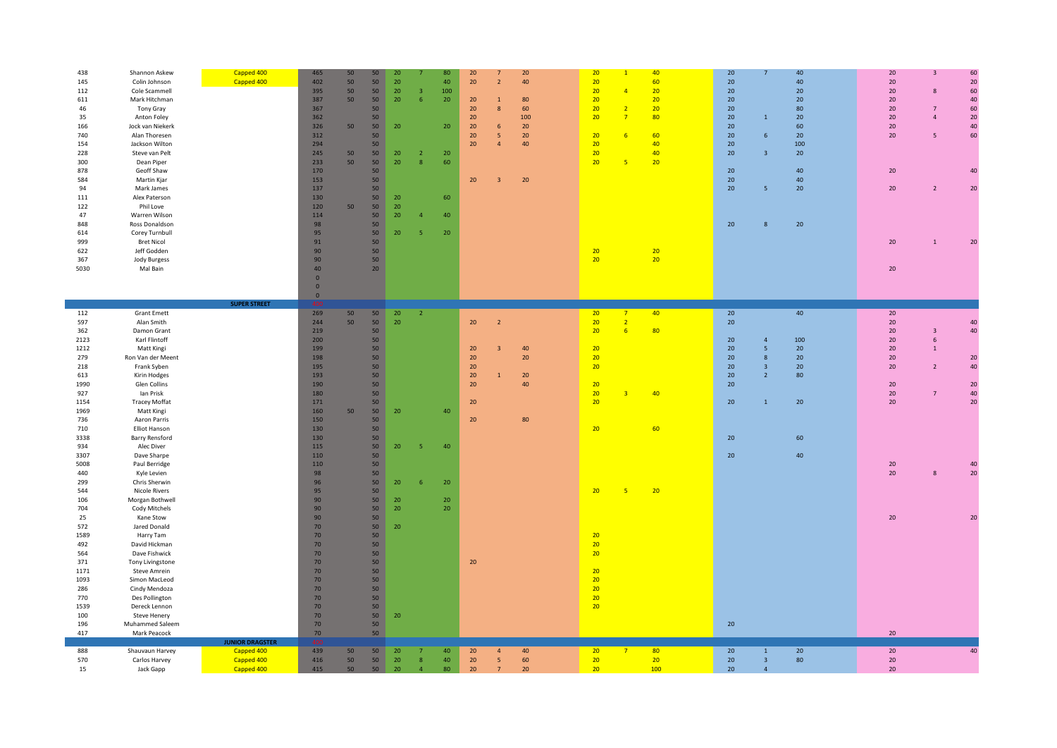| | | | | | | | | | | | | | | | | | | | | |
|---|---|---|---|---|---|---|---|---|---|---|---|---|---|---|---|---|---|---|---|---|
| 438 | Shannon Askew | Capped 400 | 465 | 50 | 50 | 20 | 7 | 80 | 20 | 7 | 20 | 20 | 1 | 40 | 20 | 7 | 40 | 20 | 3 | 60 |
| 145 | Colin Johnson | Capped 400 | 402 | 50 | 50 | 20 | | 40 | 20 | 2 | 40 | 20 | | 60 | 20 | | 40 | 20 | | 20 |
| 112 | Cole Scammell | | 395 | 50 | 50 | 20 | 3 | 100 | | | | 20 | 4 | 20 | 20 | | 20 | 20 | 8 | 60 |
| 611 | Mark Hitchman | | 387 | 50 | 50 | 20 | 6 | 20 | 20 | 1 | 80 | 20 | | 20 | 20 | | 20 | 20 | | 40 |
| 46 | Tony Gray | | 367 | | 50 | | | | 20 | 8 | 60 | 20 | 2 | 20 | 20 | | 80 | 20 | 7 | 60 |
| 35 | Anton Foley | | 362 | | 50 | | | | 20 | | 100 | 20 | 7 | 80 | 20 | 1 | 20 | 20 | 4 | 20 |
| 166 | Jock van Niekerk | | 326 | 50 | 50 | 20 | | 20 | 20 | 6 | 20 | | | | 20 | | 60 | 20 | | 40 |
| 740 | Alan Thoresen | | 312 | | 50 | | | | 20 | 5 | 20 | 20 | 6 | 60 | 20 | 6 | 20 | 20 | 5 | 60 |
| 154 | Jackson Wilton | | 294 | | 50 | | | | 20 | 4 | 40 | 20 | | 40 | 20 | | 100 | | | |
| 228 | Steve van Pelt | | 245 | 50 | 50 | 20 | 2 | 20 | | | | 20 | | 40 | 20 | 3 | 20 | | | |
| 300 | Dean Piper | | 233 | 50 | 50 | 20 | 8 | 60 | | | | 20 | 5 | 20 | | | | | | |
| 878 | Geoff Shaw | | 170 | | 50 | | | | | | | | | | 20 | | 40 | 20 | | 40 |
| 584 | Martin Kjar | | 153 | | 50 | | | | 20 | 3 | 20 | | | | 20 | | 40 | | | |
| 94 | Mark James | | 137 | | 50 | | | | | | | | | | 20 | 5 | 20 | 20 | 2 | 20 |
| 111 | Alex Paterson | | 130 | | 50 | 20 | | 60 | | | | | | | | | | | | |
| 122 | Phil Love | | 120 | 50 | 50 | 20 | | | | | | | | | | | | | | |
| 47 | Warren Wilson | | 114 | | 50 | 20 | 4 | 40 | | | | | | | | | | | | |
| 848 | Ross Donaldson | | 98 | | 50 | | | | | | | | | | 20 | 8 | 20 | | | |
| 614 | Corey Turnbull | | 95 | | 50 | 20 | 5 | 20 | | | | | | | | | | | | |
| 999 | Bret Nicol | | 91 | | 50 | | | | | | | | | | | | | 20 | 1 | 20 |
| 622 | Jeff Godden | | 90 | | 50 | | | | | | | 20 | | 20 | | | | | | |
| 367 | Jody Burgess | | 90 | | 50 | | | | | | | 20 | | 20 | | | | | | |
| 5030 | Mal Bain | | 40 | | 20 | | | | | | | | | | | | | 20 | | |
| | | | 0 | | | | | | | | | | | | | | | | | |
| | | | 0 | | | | | | | | | | | | | | | | | |
| | | | 0 | | | | | | | | | | | | | | | | | |
| | | SUPER STREET | #N/A | | | | | | | | | | | | | | | | | |
| 112 | Grant Emett | | 269 | 50 | 50 | 20 | 2 | | | | | 20 | 7 | 40 | 20 | | 40 | 20 | | |
| 597 | Alan Smith | | 244 | 50 | 50 | 20 | | | 20 | 2 | | 20 | 2 | | 20 | | | 20 | | 40 |
| 362 | Damon Grant | | 219 | | 50 | | | | | | | 20 | 6 | 80 | | | | 20 | 3 | 40 |
| 2123 | Karl Flintoff | | 200 | | 50 | | | | | | | | | | 20 | 4 | 100 | 20 | 6 | |
| 1212 | Matt Kingi | | 199 | | 50 | | | | 20 | 3 | 40 | 20 | | | 20 | 5 | 20 | 20 | 1 | |
| 279 | Ron Van der Meent | | 198 | | 50 | | | | 20 | | 20 | 20 | | | 20 | 8 | 20 | 20 | | 20 |
| 218 | Frank Syben | | 195 | | 50 | | | | 20 | | | 20 | | | 20 | 3 | 20 | 20 | 2 | 40 |
| 613 | Kirin Hodges | | 193 | | 50 | | | | 20 | 1 | 20 | | | | 20 | 2 | 80 | | | |
| 1990 | Glen Collins | | 190 | | 50 | | | | 20 | | 40 | 20 | | | 20 | | | 20 | | 20 |
| 927 | Ian Prisk | | 180 | | 50 | | | | | | | 20 | 3 | 40 | | | | 20 | 7 | 40 |
| 1154 | Tracey Moffat | | 171 | | 50 | | | | 20 | | | 20 | | | 20 | 1 | 20 | 20 | | 20 |
| 1969 | Matt Kingi | | 160 | 50 | 50 | 20 | | 40 | | | | | | | | | | | | |
| 736 | Aaron Parris | | 150 | | 50 | | | | 20 | | 80 | | | | | | | | | |
| 710 | Elliot Hanson | | 130 | | 50 | | | | | | | 20 | | 60 | | | | | | |
| 3338 | Barry Rensford | | 130 | | 50 | | | | | | | | | | 20 | | 60 | | | |
| 934 | Alec Diver | | 115 | | 50 | 20 | 5 | 40 | | | | | | | | | | | | |
| 3307 | Dave Sharpe | | 110 | | 50 | | | | | | | | | | 20 | | 40 | | | |
| 5008 | Paul Berridge | | 110 | | 50 | | | | | | | | | | | | | 20 | | 40 |
| 440 | Kyle Levien | | 98 | | 50 | | | | | | | | | | | | | 20 | 8 | 20 |
| 299 | Chris Sherwin | | 96 | | 50 | 20 | 6 | 20 | | | | | | | | | | | | |
| 544 | Nicole Rivers | | 95 | | 50 | | | | | | | 20 | 5 | 20 | | | | | | |
| 106 | Morgan Bothwell | | 90 | | 50 | 20 | | 20 | | | | | | | | | | | | |
| 704 | Cody Mitchels | | 90 | | 50 | 20 | | 20 | | | | | | | | | | | | |
| 25 | Kane Stow | | 90 | | 50 | | | | | | | | | | | | | 20 | | 20 |
| 572 | Jared Donald | | 70 | | 50 | 20 | | | | | | | | | | | | | | |
| 1589 | Harry Tam | | 70 | | 50 | | | | | | | 20 | | | | | | | | |
| 492 | David Hickman | | 70 | | 50 | | | | | | | 20 | | | | | | | | |
| 564 | Dave Fishwick | | 70 | | 50 | | | | | | | 20 | | | | | | | | |
| 371 | Tony Livingstone | | 70 | | 50 | | | | 20 | | | | | | | | | | | |
| 1171 | Steve Amrein | | 70 | | 50 | | | | | | | 20 | | | | | | | | |
| 1093 | Simon MacLeod | | 70 | | 50 | | | | | | | 20 | | | | | | | | |
| 286 | Cindy Mendoza | | 70 | | 50 | | | | | | | 20 | | | | | | | | |
| 770 | Des Pollington | | 70 | | 50 | | | | | | | 20 | | | | | | | | |
| 1539 | Dereck Lennon | | 70 | | 50 | | | | | | | 20 | | | | | | | | |
| 100 | Steve Henery | | 70 | | 50 | 20 | | | | | | | | | | | | | | |
| 196 | Muhammed Saleem | | 70 | | 50 | | | | | | | | | | 20 | | | | | |
| 417 | Mark Peacock | | 70 | | 50 | | | | | | | | | | | | | 20 | | |
| | | JUNIOR DRAGSTER | #N/A | | | | | | | | | | | | | | | | | |
| 888 | Shauvaun Harvey | Capped 400 | 439 | 50 | 50 | 20 | 7 | 40 | 20 | 4 | 40 | 20 | 7 | 80 | 20 | 1 | 20 | 20 | | 40 |
| 570 | Carlos Harvey | Capped 400 | 416 | 50 | 50 | 20 | 8 | 40 | 20 | 5 | 60 | 20 | | 20 | 20 | 3 | 80 | 20 | | |
| 15 | Jack Gapp | Capped 400 | 415 | 50 | 50 | 20 | 4 | 80 | 20 | 7 | 20 | 20 | | 100 | 20 | 4 | | 20 | | |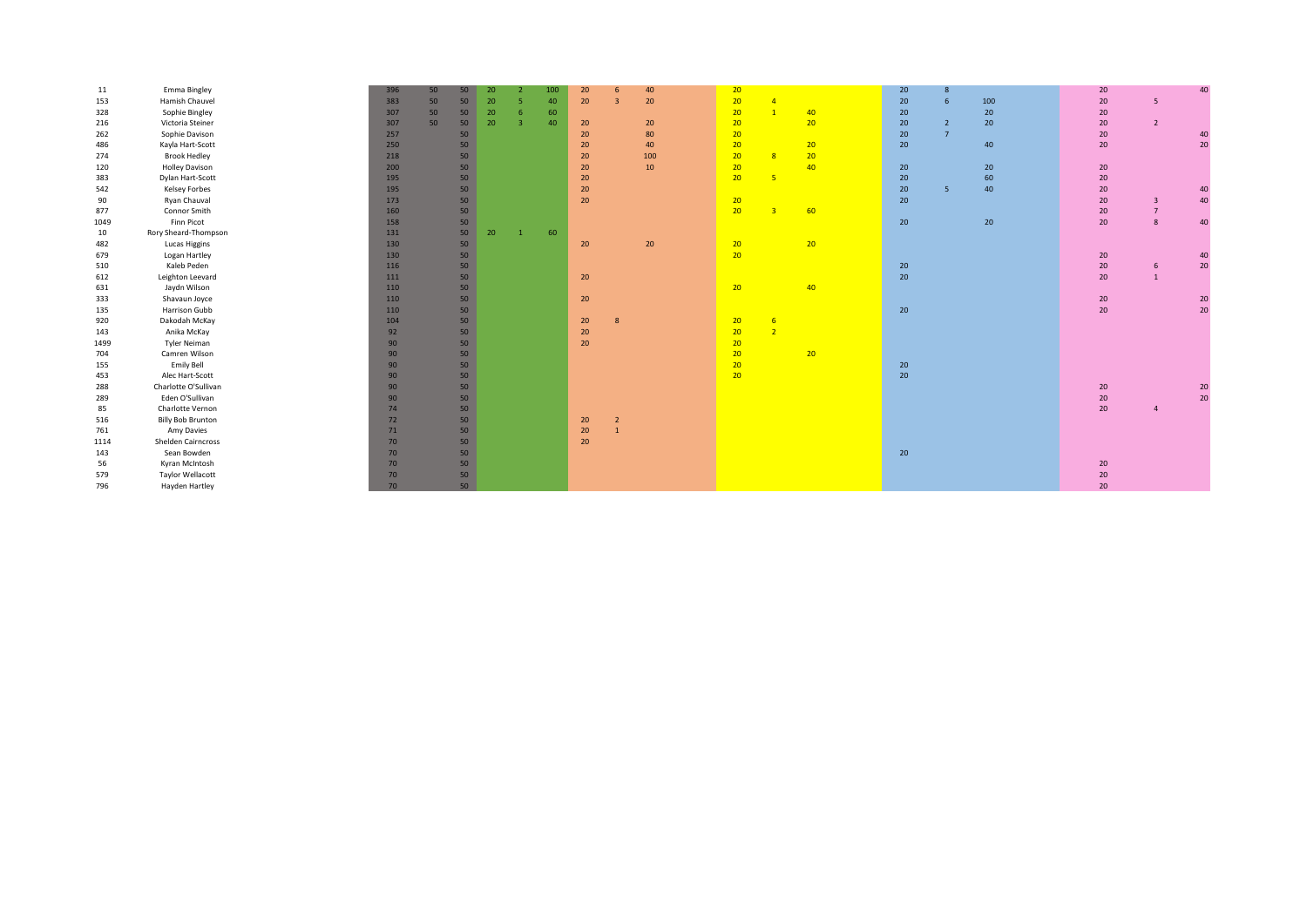| | | | | | | | | | | | | | | | | | | | |
|---|---|---|---|---|---|---|---|---|---|---|---|---|---|---|---|---|---|---|---|
| 11 | Emma Bingley | 396 | 50 | 50 | 20 | 2 | 100 | 20 | 6 | 40 | 20 | | | 20 | 8 | | 20 | | 40 |
| 153 | Hamish Chauvel | 383 | 50 | 50 | 20 | 5 | 40 | 20 | 3 | 20 | 20 | 4 | | 20 | 6 | 100 | 20 | 5 | |
| 328 | Sophie Bingley | 307 | 50 | 50 | 20 | 6 | 60 | | | | 20 | 1 | 40 | 20 | | 20 | 20 | | |
| 216 | Victoria Steiner | 307 | 50 | 50 | 20 | 3 | 40 | 20 | | 20 | 20 | | 20 | 20 | 2 | 20 | 20 | 2 | |
| 262 | Sophie Davison | 257 | | 50 | | | | 20 | | 80 | 20 | | | 20 | 7 | | 20 | | 40 |
| 486 | Kayla Hart-Scott | 250 | | 50 | | | | 20 | | 40 | 20 | | 20 | 20 | | 40 | 20 | | 20 |
| 274 | Brook Hedley | 218 | | 50 | | | | 20 | | 100 | 20 | 8 | 20 | | | | | | |
| 120 | Holley Davison | 200 | | 50 | | | | 20 | | 10 | 20 | | 40 | 20 | | 20 | 20 | | |
| 383 | Dylan Hart-Scott | 195 | | 50 | | | | 20 | | | 20 | 5 | | 20 | | 60 | 20 | | |
| 542 | Kelsey Forbes | 195 | | 50 | | | | 20 | | | | | | 20 | 5 | 40 | 20 | | 40 |
| 90 | Ryan Chauval | 173 | | 50 | | | | 20 | | | 20 | | | 20 | | | 20 | 3 | 40 |
| 877 | Connor Smith | 160 | | 50 | | | | | | | 20 | 3 | 60 | | | | 20 | 7 | |
| 1049 | Finn Picot | 158 | | 50 | | | | | | | | | | 20 | | 20 | 20 | 8 | 40 |
| 10 | Rory Sheard-Thompson | 131 | | 50 | 20 | 1 | 60 | | | | | | | | | | | | |
| 482 | Lucas Higgins | 130 | | 50 | | | | 20 | | 20 | 20 | | 20 | | | | | | |
| 679 | Logan Hartley | 130 | | 50 | | | | | | | 20 | | | | | | 20 | | 40 |
| 510 | Kaleb Peden | 116 | | 50 | | | | | | | | | | 20 | | | 20 | 6 | 20 |
| 612 | Leighton Leevard | 111 | | 50 | | | | 20 | | | | | | 20 | | | 20 | 1 | |
| 631 | Jaydn Wilson | 110 | | 50 | | | | | | | 20 | | 40 | | | | | | |
| 333 | Shavaun Joyce | 110 | | 50 | | | | 20 | | | | | | | | | 20 | | 20 |
| 135 | Harrison Gubb | 110 | | 50 | | | | | | | | | | 20 | | | 20 | | 20 |
| 920 | Dakodah McKay | 104 | | 50 | | | | 20 | 8 | | 20 | 6 | | | | | | | |
| 143 | Anika McKay | 92 | | 50 | | | | 20 | | | 20 | 2 | | | | | | | |
| 1499 | Tyler Neiman | 90 | | 50 | | | | 20 | | | 20 | | | | | | | | |
| 704 | Camren Wilson | 90 | | 50 | | | | | | | 20 | | 20 | | | | | | |
| 155 | Emily Bell | 90 | | 50 | | | | | | | 20 | | | 20 | | | | | |
| 453 | Alec Hart-Scott | 90 | | 50 | | | | | | | 20 | | | 20 | | | | | |
| 288 | Charlotte O'Sullivan | 90 | | 50 | | | | | | | | | | | | | 20 | | 20 |
| 289 | Eden O'Sullivan | 90 | | 50 | | | | | | | | | | | | | 20 | | 20 |
| 85 | Charlotte Vernon | 74 | | 50 | | | | | | | | | | | | | 20 | 4 | |
| 516 | Billy Bob Brunton | 72 | | 50 | | | | 20 | 2 | | | | | | | | | | |
| 761 | Amy Davies | 71 | | 50 | | | | 20 | 1 | | | | | | | | | | |
| 1114 | Shelden Cairncross | 70 | | 50 | | | | 20 | | | | | | | | | | | |
| 143 | Sean Bowden | 70 | | 50 | | | | | | | | | | 20 | | | | | |
| 56 | Kyran McIntosh | 70 | | 50 | | | | | | | | | | | | | 20 | | |
| 579 | Taylor Wellacott | 70 | | 50 | | | | | | | | | | | | | 20 | | |
| 796 | Hayden Hartley | 70 | | 50 | | | | | | | | | | | | | 20 | | |